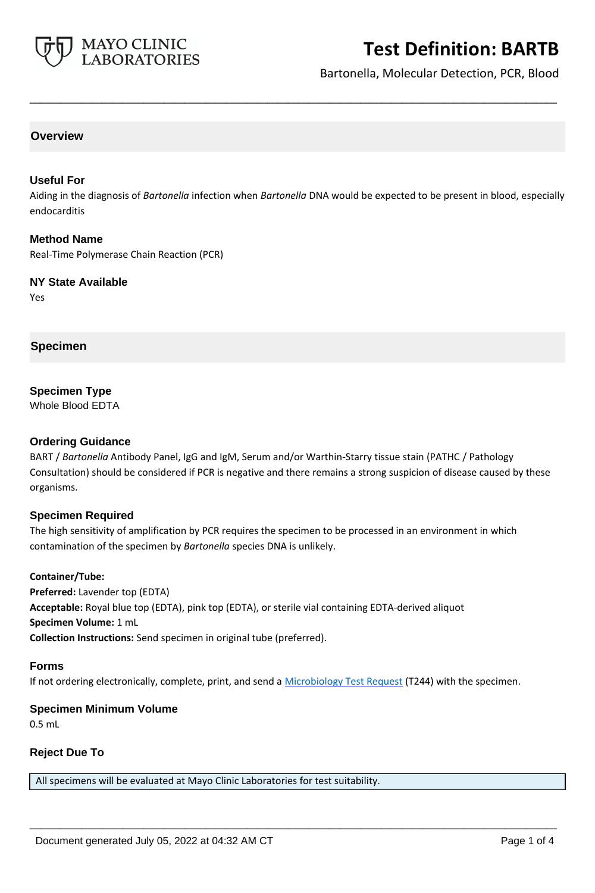# Test Definition: BARTB

Bartonella, Molecular Detection, PCR, Blood

## Overview

### Useful For

Aiding in the diagnosis of *Bartonella* infection when *Bartonella* DNA would be expected to be present in blood, especially endocarditis

### Method Name

Real-Time Polymerase Chain Reaction (PCR)

### NY State Available

Yes

## Specimen

### Specimen Type

Whole Blood EDTA

### Ordering Guidance

BART / *Bartonella* Antibody Panel, IgG and IgM, Serum and/or Warthin-Starry tissue stain (PATHC / Pathology Consultation) should be considered if PCR is negative and there remains a strong suspicion of disease caused by these organisms.

### Specimen Required

The high sensitivity of amplification by PCR requires the specimen to be processed in an environment in which contamination of the specimen by *Bartonella* species DNA is unlikely.

**Container/Tube:**
**Preferred:** Lavender top (EDTA)
**Acceptable:** Royal blue top (EDTA), pink top (EDTA), or sterile vial containing EDTA-derived aliquot
**Specimen Volume:** 1 mL
**Collection Instructions:** Send specimen in original tube (preferred).

### Forms

If not ordering electronically, complete, print, and send a Microbiology Test Request (T244) with the specimen.

### Specimen Minimum Volume

0.5 mL

### Reject Due To

| All specimens will be evaluated at Mayo Clinic Laboratories for test suitability. |
|---|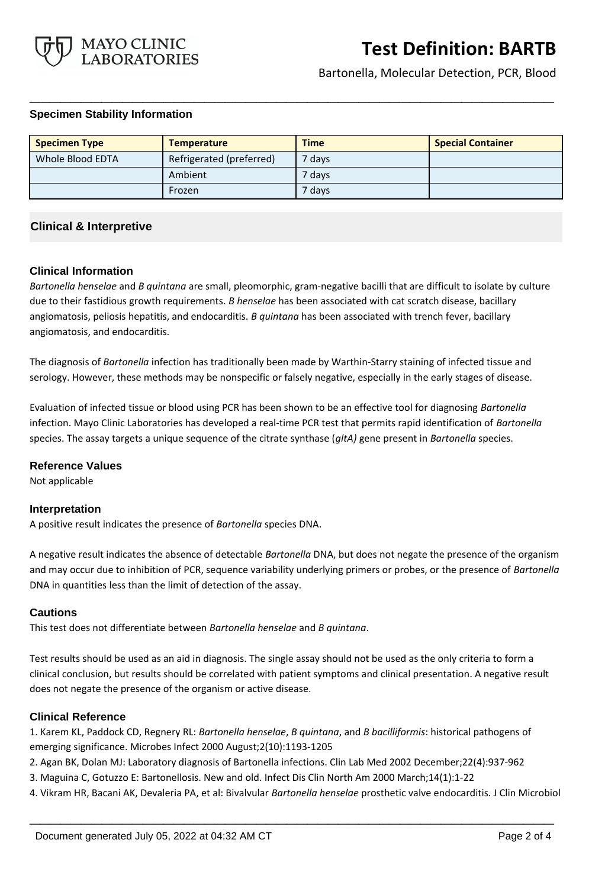## Specimen Stability Information

| Specimen Type | Temperature | Time | Special Container |
|---|---|---|---|
| Whole Blood EDTA | Refrigerated (preferred) | 7 days | |
| | Ambient | 7 days | |
| | Frozen | 7 days | |

## Clinical & Interpretive

### Clinical Information

*Bartonella henselae* and *B quintana* are small, pleomorphic, gram-negative bacilli that are difficult to isolate by culture due to their fastidious growth requirements. *B henselae* has been associated with cat scratch disease, bacillary angiomatosis, peliosis hepatitis, and endocarditis. *B quintana* has been associated with trench fever, bacillary angiomatosis, and endocarditis.

The diagnosis of *Bartonella* infection has traditionally been made by Warthin-Starry staining of infected tissue and serology. However, these methods may be nonspecific or falsely negative, especially in the early stages of disease.

Evaluation of infected tissue or blood using PCR has been shown to be an effective tool for diagnosing *Bartonella* infection. Mayo Clinic Laboratories has developed a real-time PCR test that permits rapid identification of *Bartonella* species. The assay targets a unique sequence of the citrate synthase (*gltA)* gene present in *Bartonella* species.

### Reference Values

Not applicable

### Interpretation

A positive result indicates the presence of *Bartonella* species DNA.

A negative result indicates the absence of detectable *Bartonella* DNA, but does not negate the presence of the organism and may occur due to inhibition of PCR, sequence variability underlying primers or probes, or the presence of *Bartonella* DNA in quantities less than the limit of detection of the assay.

### Cautions

This test does not differentiate between *Bartonella henselae* and *B quintana*.

Test results should be used as an aid in diagnosis. The single assay should not be used as the only criteria to form a clinical conclusion, but results should be correlated with patient symptoms and clinical presentation. A negative result does not negate the presence of the organism or active disease.

### Clinical Reference

1. Karem KL, Paddock CD, Regnery RL: *Bartonella henselae*, *B quintana*, and *B bacilliformis*: historical pathogens of emerging significance. Microbes Infect 2000 August;2(10):1193-1205
2. Agan BK, Dolan MJ: Laboratory diagnosis of Bartonella infections. Clin Lab Med 2002 December;22(4):937-962
3. Maguina C, Gotuzzo E: Bartonellosis. New and old. Infect Dis Clin North Am 2000 March;14(1):1-22
4. Vikram HR, Bacani AK, Devaleria PA, et al: Bivalvular *Bartonella henselae* prosthetic valve endocarditis. J Clin Microbiol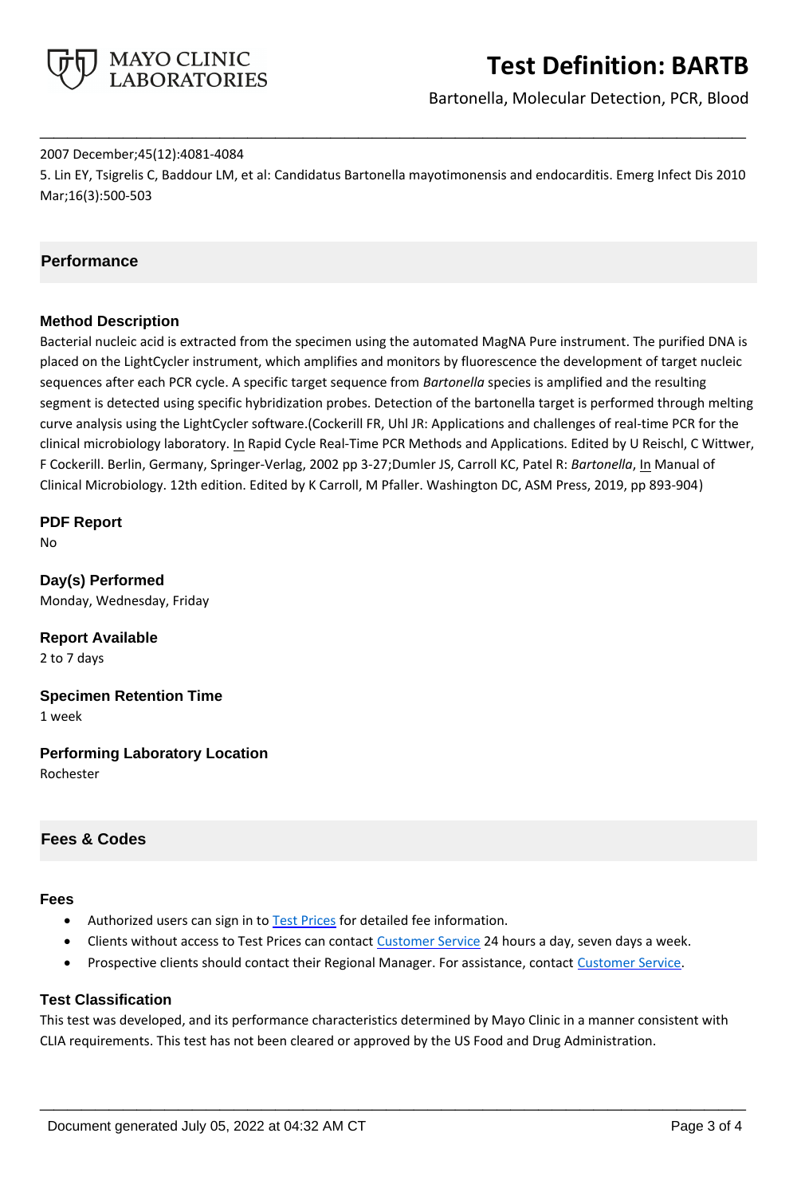2007 December;45(12):4081-4084

5. Lin EY, Tsigrelis C, Baddour LM, et al: Candidatus Bartonella mayotimonensis and endocarditis. Emerg Infect Dis 2010 Mar;16(3):500-503

## Performance

### Method Description

Bacterial nucleic acid is extracted from the specimen using the automated MagNA Pure instrument. The purified DNA is placed on the LightCycler instrument, which amplifies and monitors by fluorescence the development of target nucleic sequences after each PCR cycle. A specific target sequence from *Bartonella* species is amplified and the resulting segment is detected using specific hybridization probes. Detection of the bartonella target is performed through melting curve analysis using the LightCycler software.(Cockerill FR, Uhl JR: Applications and challenges of real-time PCR for the clinical microbiology laboratory. In Rapid Cycle Real-Time PCR Methods and Applications. Edited by U Reischl, C Wittwer, F Cockerill. Berlin, Germany, Springer-Verlag, 2002 pp 3-27;Dumler JS, Carroll KC, Patel R: *Bartonella*, In Manual of Clinical Microbiology. 12th edition. Edited by K Carroll, M Pfaller. Washington DC, ASM Press, 2019, pp 893-904)

### PDF Report

No

### Day(s) Performed

Monday, Wednesday, Friday

### Report Available

2 to 7 days

### Specimen Retention Time

1 week

### Performing Laboratory Location

Rochester

## Fees & Codes

### Fees

- Authorized users can sign in to Test Prices for detailed fee information.
- Clients without access to Test Prices can contact Customer Service 24 hours a day, seven days a week.
- Prospective clients should contact their Regional Manager. For assistance, contact Customer Service.

### Test Classification

This test was developed, and its performance characteristics determined by Mayo Clinic in a manner consistent with CLIA requirements. This test has not been cleared or approved by the US Food and Drug Administration.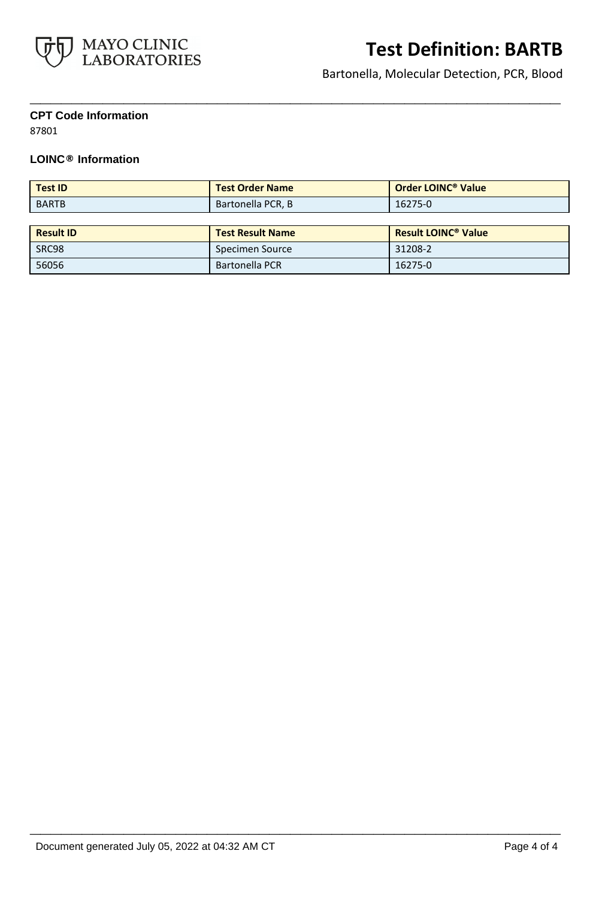### CPT Code Information

87801

### LOINC® Information

| Test ID | Test Order Name | Order LOINC® Value |
| --- | --- | --- |
| BARTB | Bartonella PCR, B | 16275-0 |

| Result ID | Test Result Name | Result LOINC® Value |
| --- | --- | --- |
| SRC98 | Specimen Source | 31208-2 |
| 56056 | Bartonella PCR | 16275-0 |